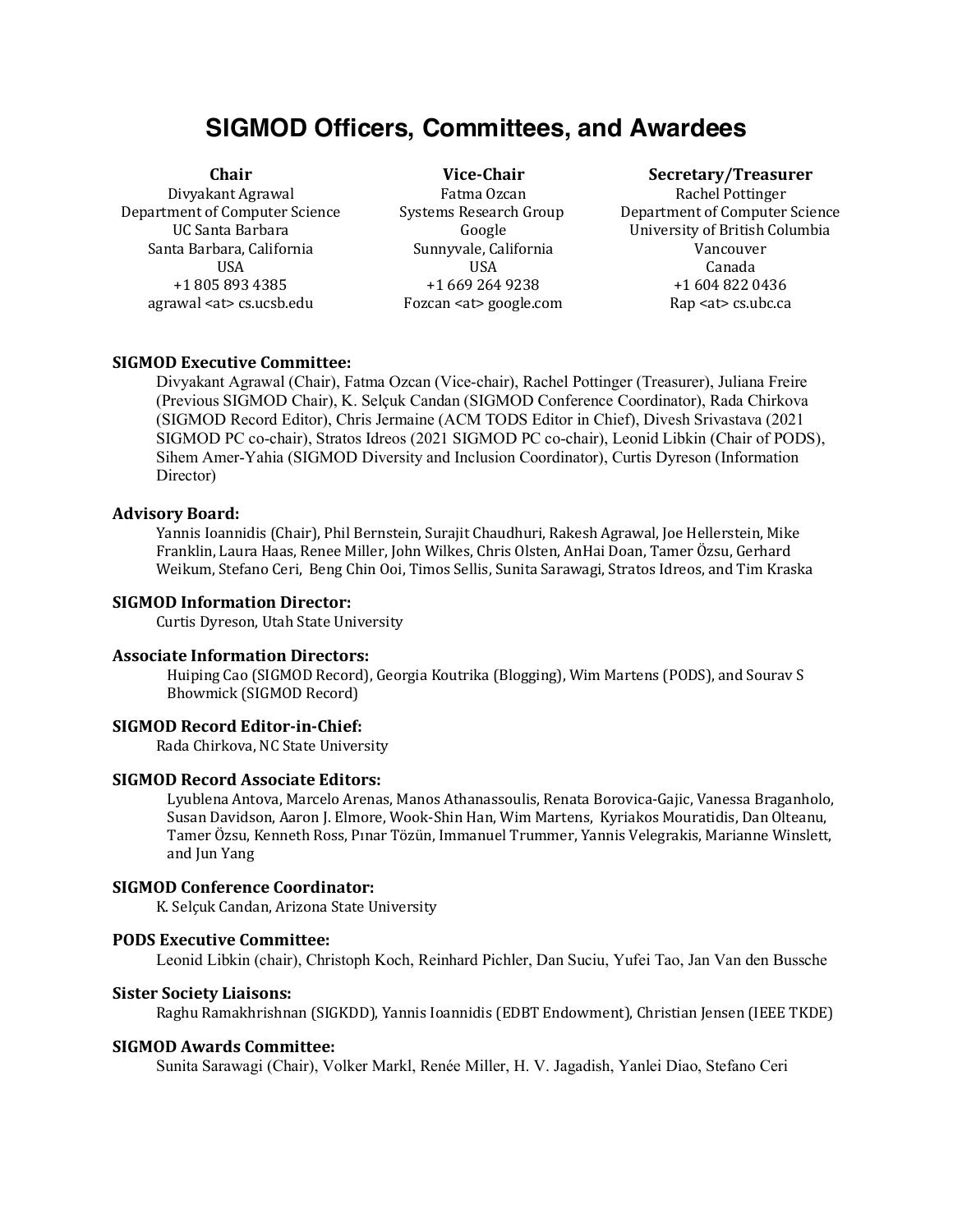# SIGMOD Officers, Committees, and Awardees

**Chair**
Divyakant Agrawal
Department of Computer Science
UC Santa Barbara
Santa Barbara, California
USA
+1 805 893 4385
agrawal <at> cs.ucsb.edu

**Vice-Chair**
Fatma Ozcan
Systems Research Group
Google
Sunnyvale, California
USA
+1 669 264 9238
Fozcan <at> google.com

**Secretary/Treasurer**
Rachel Pottinger
Department of Computer Science
University of British Columbia
Vancouver
Canada
+1 604 822 0436
Rap <at> cs.ubc.ca

### SIGMOD Executive Committee:

Divyakant Agrawal (Chair), Fatma Ozcan (Vice-chair), Rachel Pottinger (Treasurer), Juliana Freire (Previous SIGMOD Chair), K. Selçuk Candan (SIGMOD Conference Coordinator), Rada Chirkova (SIGMOD Record Editor), Chris Jermaine (ACM TODS Editor in Chief), Divesh Srivastava (2021 SIGMOD PC co-chair), Stratos Idreos (2021 SIGMOD PC co-chair), Leonid Libkin (Chair of PODS), Sihem Amer-Yahia (SIGMOD Diversity and Inclusion Coordinator), Curtis Dyreson (Information Director)

### Advisory Board:

Yannis Ioannidis (Chair), Phil Bernstein, Surajit Chaudhuri, Rakesh Agrawal, Joe Hellerstein, Mike Franklin, Laura Haas, Renee Miller, John Wilkes, Chris Olsten, AnHai Doan, Tamer Özsu, Gerhard Weikum, Stefano Ceri, Beng Chin Ooi, Timos Sellis, Sunita Sarawagi, Stratos Idreos, and Tim Kraska

### SIGMOD Information Director:

Curtis Dyreson, Utah State University

### Associate Information Directors:

Huiping Cao (SIGMOD Record), Georgia Koutrika (Blogging), Wim Martens (PODS), and Sourav S Bhowmick (SIGMOD Record)

### SIGMOD Record Editor-in-Chief:

Rada Chirkova, NC State University

### SIGMOD Record Associate Editors:

Lyublena Antova, Marcelo Arenas, Manos Athanassoulis, Renata Borovica-Gajic, Vanessa Braganholo, Susan Davidson, Aaron J. Elmore, Wook-Shin Han, Wim Martens, Kyriakos Mouratidis, Dan Olteanu, Tamer Özsu, Kenneth Ross, Pınar Tözün, Immanuel Trummer, Yannis Velegrakis, Marianne Winslett, and Jun Yang

### SIGMOD Conference Coordinator:

K. Selçuk Candan, Arizona State University

### PODS Executive Committee:

Leonid Libkin (chair), Christoph Koch, Reinhard Pichler, Dan Suciu, Yufei Tao, Jan Van den Bussche

### Sister Society Liaisons:

Raghu Ramakhrishnan (SIGKDD), Yannis Ioannidis (EDBT Endowment), Christian Jensen (IEEE TKDE)

### SIGMOD Awards Committee:

Sunita Sarawagi (Chair), Volker Markl, Renée Miller, H. V. Jagadish, Yanlei Diao, Stefano Ceri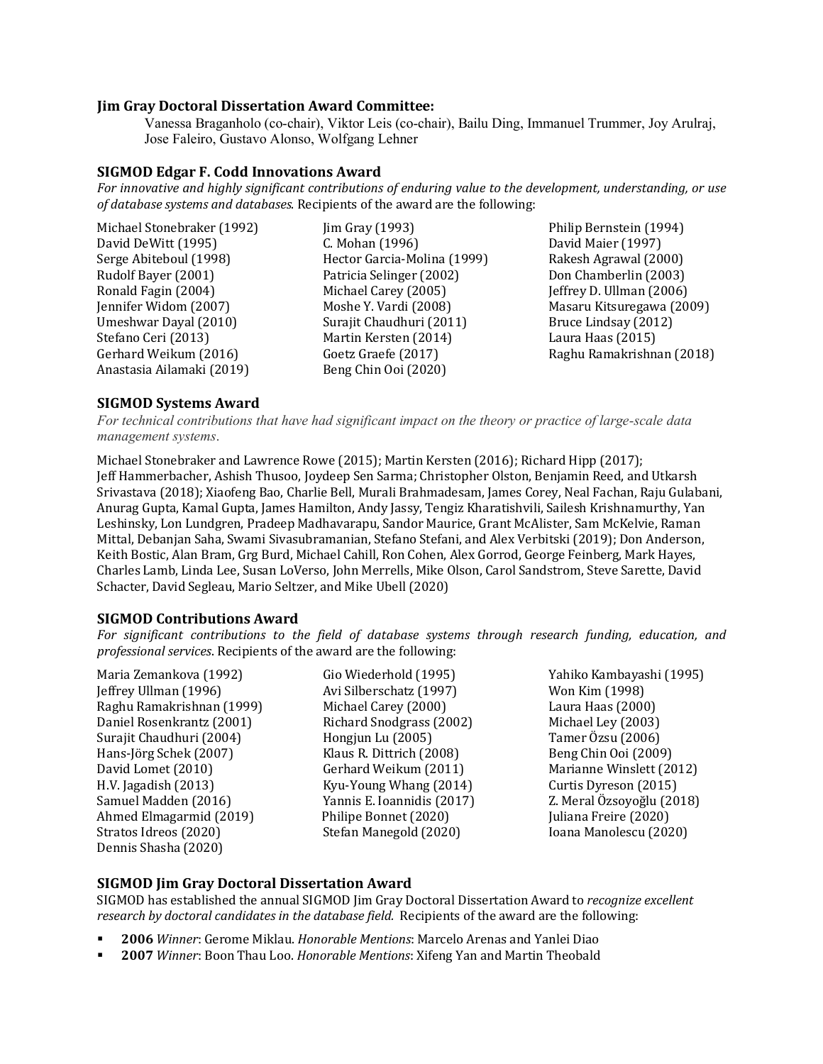**Jim Gray Doctoral Dissertation Award Committee:**

Vanessa Braganholo (co-chair), Viktor Leis (co-chair), Bailu Ding, Immanuel Trummer, Joy Arulraj, Jose Faleiro, Gustavo Alonso, Wolfgang Lehner

### SIGMOD Edgar F. Codd Innovations Award

*For innovative and highly significant contributions of enduring value to the development, understanding, or use of database systems and databases*. Recipients of the award are the following:

Michael Stonebraker (1992), Jim Gray (1993), Philip Bernstein (1994), David DeWitt (1995), C. Mohan (1996), David Maier (1997), Serge Abiteboul (1998), Hector Garcia-Molina (1999), Rakesh Agrawal (2000), Rudolf Bayer (2001), Patricia Selinger (2002), Don Chamberlin (2003), Ronald Fagin (2004), Michael Carey (2005), Jeffrey D. Ullman (2006), Jennifer Widom (2007), Moshe Y. Vardi (2008), Masaru Kitsuregawa (2009), Umeshwar Dayal (2010), Surajit Chaudhuri (2011), Bruce Lindsay (2012), Stefano Ceri (2013), Martin Kersten (2014), Laura Haas (2015), Gerhard Weikum (2016), Goetz Graefe (2017), Raghu Ramakrishnan (2018), Anastasia Ailamaki (2019), Beng Chin Ooi (2020)

### SIGMOD Systems Award

*For technical contributions that have had significant impact on the theory or practice of large-scale data management systems*.

Michael Stonebraker and Lawrence Rowe (2015); Martin Kersten (2016); Richard Hipp (2017); Jeff Hammerbacher, Ashish Thusoo, Joydeep Sen Sarma; Christopher Olston, Benjamin Reed, and Utkarsh Srivastava (2018); Xiaofeng Bao, Charlie Bell, Murali Brahmadesam, James Corey, Neal Fachan, Raju Gulabani, Anurag Gupta, Kamal Gupta, James Hamilton, Andy Jassy, Tengiz Kharatishvili, Sailesh Krishnamurthy, Yan Leshinsky, Lon Lundgren, Pradeep Madhavarapu, Sandor Maurice, Grant McAlister, Sam McKelvie, Raman Mittal, Debanjan Saha, Swami Sivasubramanian, Stefano Stefani, and Alex Verbitski (2019); Don Anderson, Keith Bostic, Alan Bram, Grg Burd, Michael Cahill, Ron Cohen, Alex Gorrod, George Feinberg, Mark Hayes, Charles Lamb, Linda Lee, Susan LoVerso, John Merrells, Mike Olson, Carol Sandstrom, Steve Sarette, David Schacter, David Segleau, Mario Seltzer, and Mike Ubell (2020)

### SIGMOD Contributions Award

*For significant contributions to the field of database systems through research funding, education, and professional services*. Recipients of the award are the following:

Maria Zemankova (1992), Gio Wiederhold (1995), Yahiko Kambayashi (1995), Jeffrey Ullman (1996), Avi Silberschatz (1997), Won Kim (1998), Raghu Ramakrishnan (1999), Michael Carey (2000), Laura Haas (2000), Daniel Rosenkrantz (2001), Richard Snodgrass (2002), Michael Ley (2003), Surajit Chaudhuri (2004), Hongjun Lu (2005), Tamer Özsu (2006), Hans-Jörg Schek (2007), Klaus R. Dittrich (2008), Beng Chin Ooi (2009), David Lomet (2010), Gerhard Weikum (2011), Marianne Winslett (2012), H.V. Jagadish (2013), Kyu-Young Whang (2014), Curtis Dyreson (2015), Samuel Madden (2016), Yannis E. Ioannidis (2017), Z. Meral Özsoyoğlu (2018), Ahmed Elmagarmid (2019), Philipe Bonnet (2020), Juliana Freire (2020), Stratos Idreos (2020), Stefan Manegold (2020), Ioana Manolescu (2020), Dennis Shasha (2020)

### SIGMOD Jim Gray Doctoral Dissertation Award

SIGMOD has established the annual SIGMOD Jim Gray Doctoral Dissertation Award to *recognize excellent research by doctoral candidates in the database field.* Recipients of the award are the following:

- **2006** *Winner*: Gerome Miklau. *Honorable Mentions*: Marcelo Arenas and Yanlei Diao
- **2007** *Winner*: Boon Thau Loo. *Honorable Mentions*: Xifeng Yan and Martin Theobald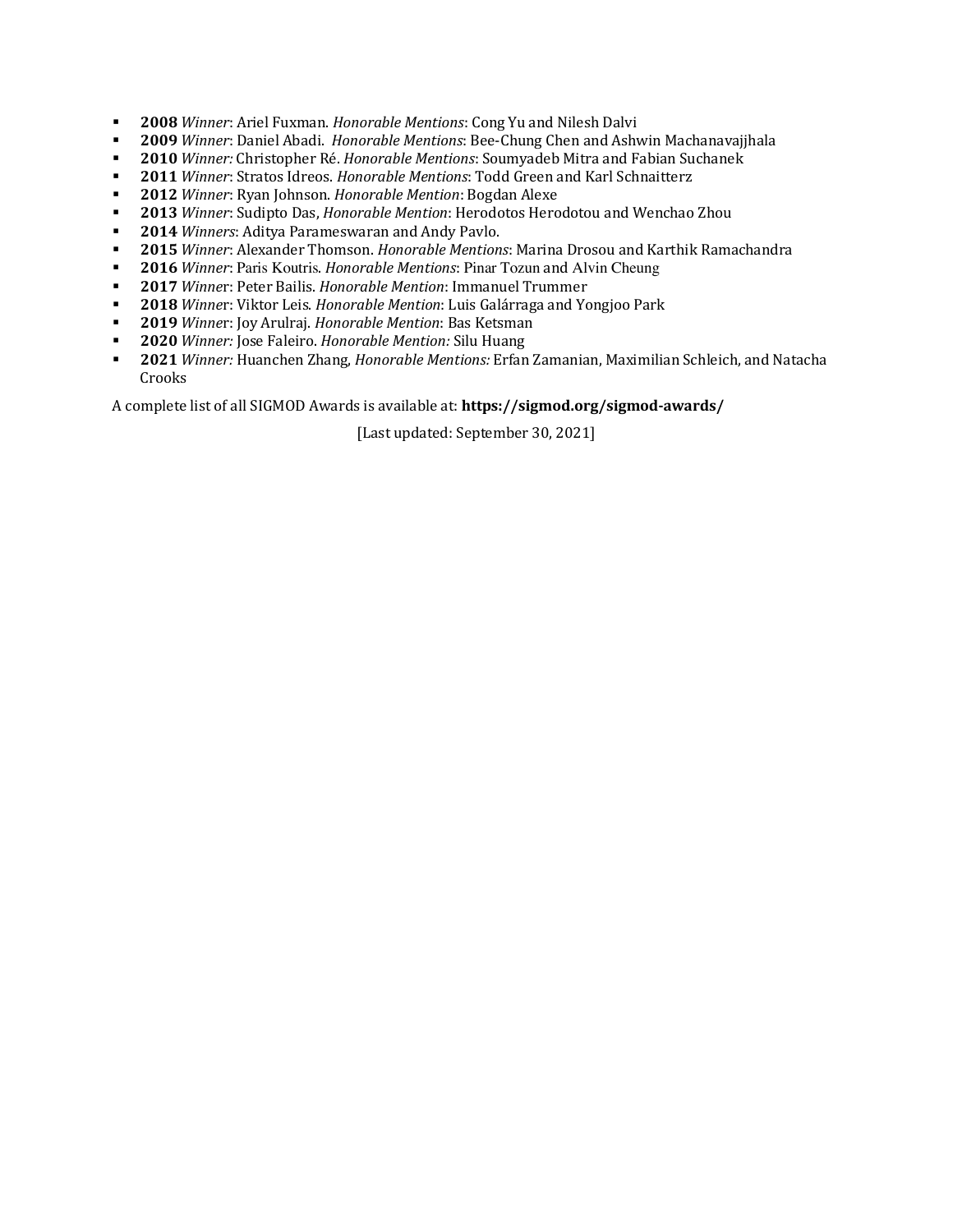- **2008** *Winner*: Ariel Fuxman. *Honorable Mentions*: Cong Yu and Nilesh Dalvi
- **2009** *Winner*: Daniel Abadi. *Honorable Mentions*: Bee-Chung Chen and Ashwin Machanavajjhala
- **2010** *Winner:* Christopher Ré. *Honorable Mentions*: Soumyadeb Mitra and Fabian Suchanek
- **2011** *Winner*: Stratos Idreos. *Honorable Mentions*: Todd Green and Karl Schnaitterz
- **2012** *Winner*: Ryan Johnson. *Honorable Mention*: Bogdan Alexe
- **2013** *Winner*: Sudipto Das, *Honorable Mention*: Herodotos Herodotou and Wenchao Zhou
- **2014** *Winners*: Aditya Parameswaran and Andy Pavlo.
- **2015** *Winner*: Alexander Thomson. *Honorable Mentions*: Marina Drosou and Karthik Ramachandra
- **2016** *Winner*: Paris Koutris. *Honorable Mentions*: Pinar Tozun and Alvin Cheung
- **2017** *Winne*r: Peter Bailis. *Honorable Mention*: Immanuel Trummer
- **2018** *Winne*r: Viktor Leis. *Honorable Mention*: Luis Galárraga and Yongjoo Park
- **2019** *Winne*r: Joy Arulraj. *Honorable Mention*: Bas Ketsman
- **2020** *Winner:* Jose Faleiro. *Honorable Mention:* Silu Huang
- **2021** *Winner:* Huanchen Zhang, *Honorable Mentions:* Erfan Zamanian, Maximilian Schleich, and Natacha Crooks

A complete list of all SIGMOD Awards is available at: **https://sigmod.org/sigmod-awards/**

[Last updated: September 30, 2021]